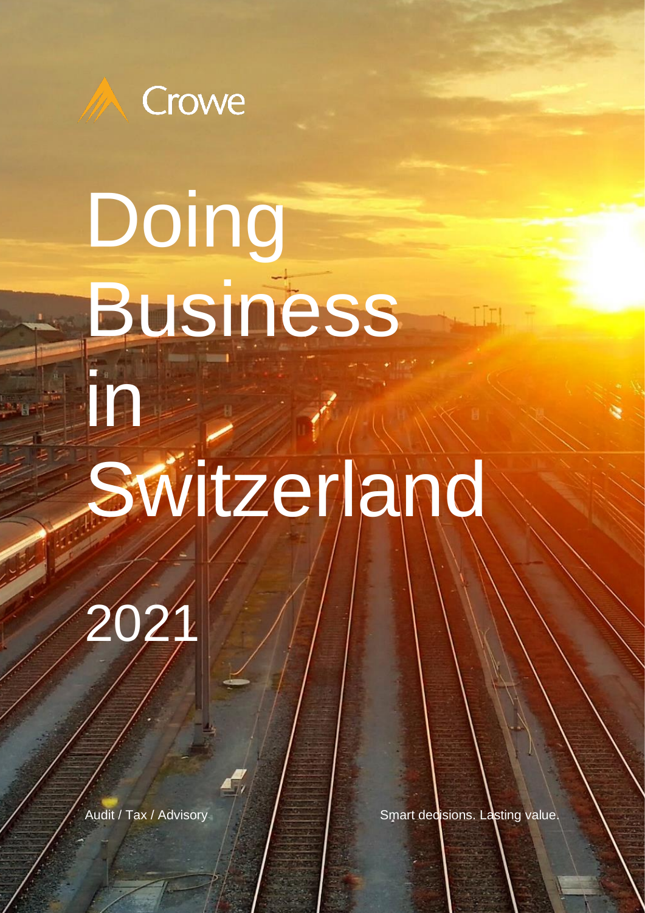Crowe

# Doing Business in Switzerland

2021

Audit / Tax / Advisory

Smart decisions. Lasting value.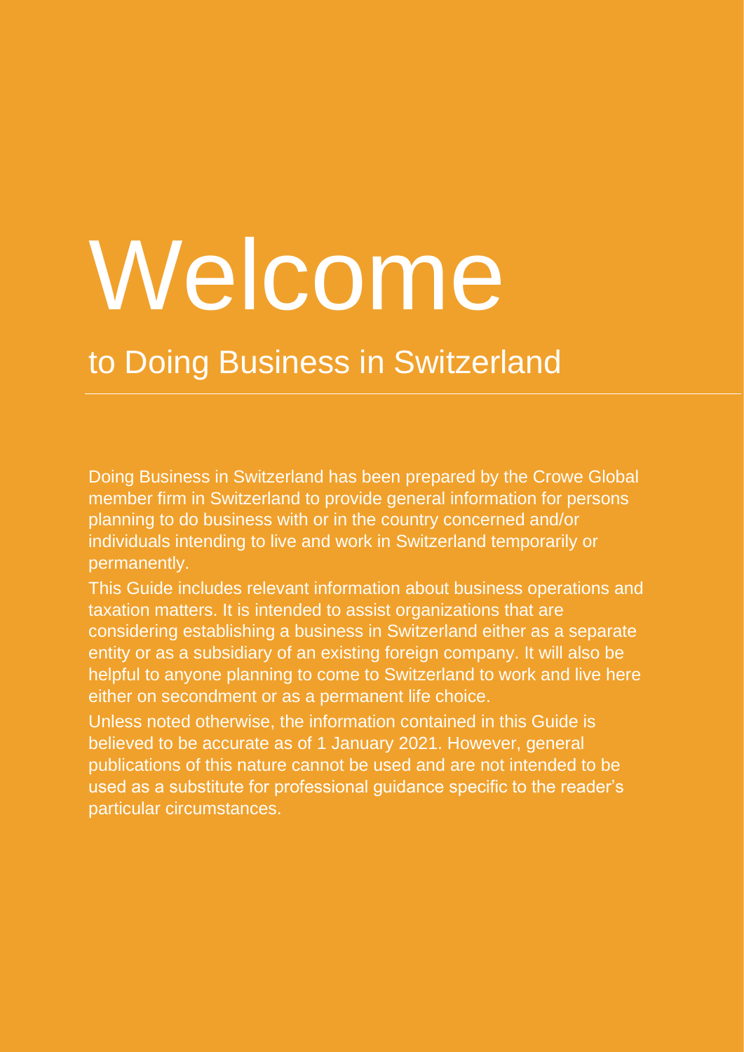# Welcome

## to Doing Business in Switzerland

Doing Business in Switzerland has been prepared by the Crowe Global member firm in Switzerland to provide general information for persons planning to do business with or in the country concerned and/or individuals intending to live and work in Switzerland temporarily or permanently.

This Guide includes relevant information about business operations and taxation matters. It is intended to assist organizations that are considering establishing a business in Switzerland either as a separate entity or as a subsidiary of an existing foreign company. It will also be helpful to anyone planning to come to Switzerland to work and live here either on secondment or as a permanent life choice.

Unless noted otherwise, the information contained in this Guide is believed to be accurate as of 1 January 2021. However, general publications of this nature cannot be used and are not intended to be used as a substitute for professional guidance specific to the reader's particular circumstances.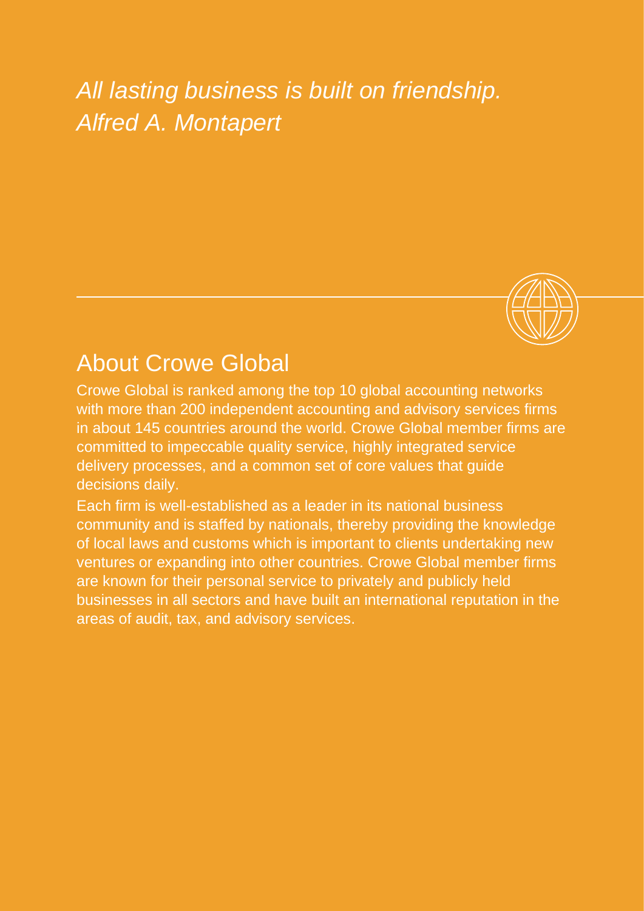*All lasting business is built on friendship.*
*Alfred A. Montapert*

## About Crowe Global

Crowe Global is ranked among the top 10 global accounting networks with more than 200 independent accounting and advisory services firms in about 145 countries around the world. Crowe Global member firms are committed to impeccable quality service, highly integrated service delivery processes, and a common set of core values that guide decisions daily.

Each firm is well-established as a leader in its national business community and is staffed by nationals, thereby providing the knowledge of local laws and customs which is important to clients undertaking new ventures or expanding into other countries. Crowe Global member firms are known for their personal service to privately and publicly held businesses in all sectors and have built an international reputation in the areas of audit, tax, and advisory services.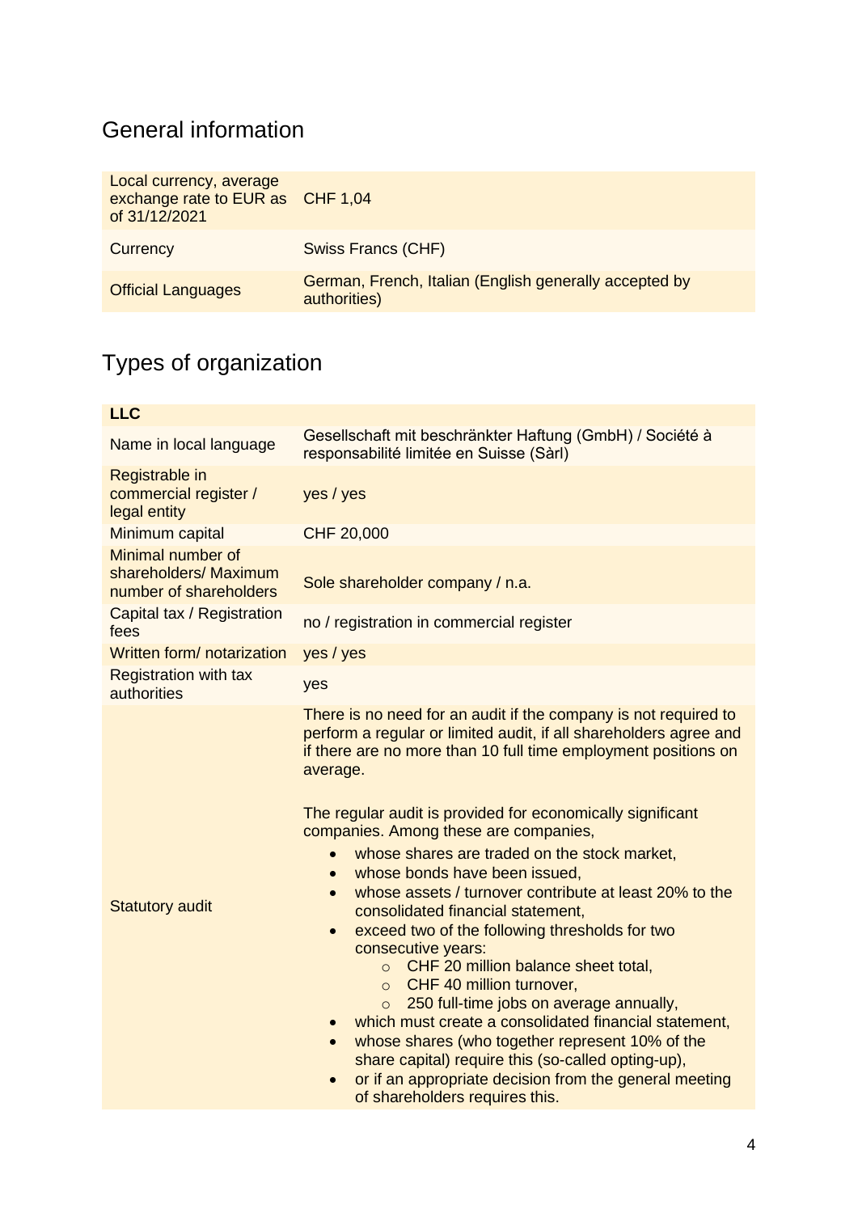## General information

| | |
|---|---|
| Local currency, average exchange rate to EUR as of 31/12/2021 | CHF 1,04 |
| Currency | Swiss Francs (CHF) |
| Official Languages | German, French, Italian (English generally accepted by authorities) |

## Types of organization

| **LLC** | |
|---|---|
| Name in local language | Gesellschaft mit beschränkter Haftung (GmbH) / Société à responsabilité limitée en Suisse (Sàrl) |
| Registrable in commercial register / legal entity | yes / yes |
| Minimum capital | CHF 20,000 |
| Minimal number of shareholders/ Maximum number of shareholders | Sole shareholder company / n.a. |
| Capital tax / Registration fees | no / registration in commercial register |
| Written form/ notarization | yes / yes |
| Registration with tax authorities | yes |
| Statutory audit | There is no need for an audit if the company is not required to perform a regular or limited audit, if all shareholders agree and if there are no more than 10 full time employment positions on average.<br><br>The regular audit is provided for economically significant companies. Among these are companies,<br>• whose shares are traded on the stock market,<br>• whose bonds have been issued,<br>• whose assets / turnover contribute at least 20% to the consolidated financial statement,<br>• exceed two of the following thresholds for two consecutive years:<br>  ○ CHF 20 million balance sheet total,<br>  ○ CHF 40 million turnover,<br>  ○ 250 full-time jobs on average annually,<br>• which must create a consolidated financial statement,<br>• whose shares (who together represent 10% of the share capital) require this (so-called opting-up),<br>• or if an appropriate decision from the general meeting of shareholders requires this. |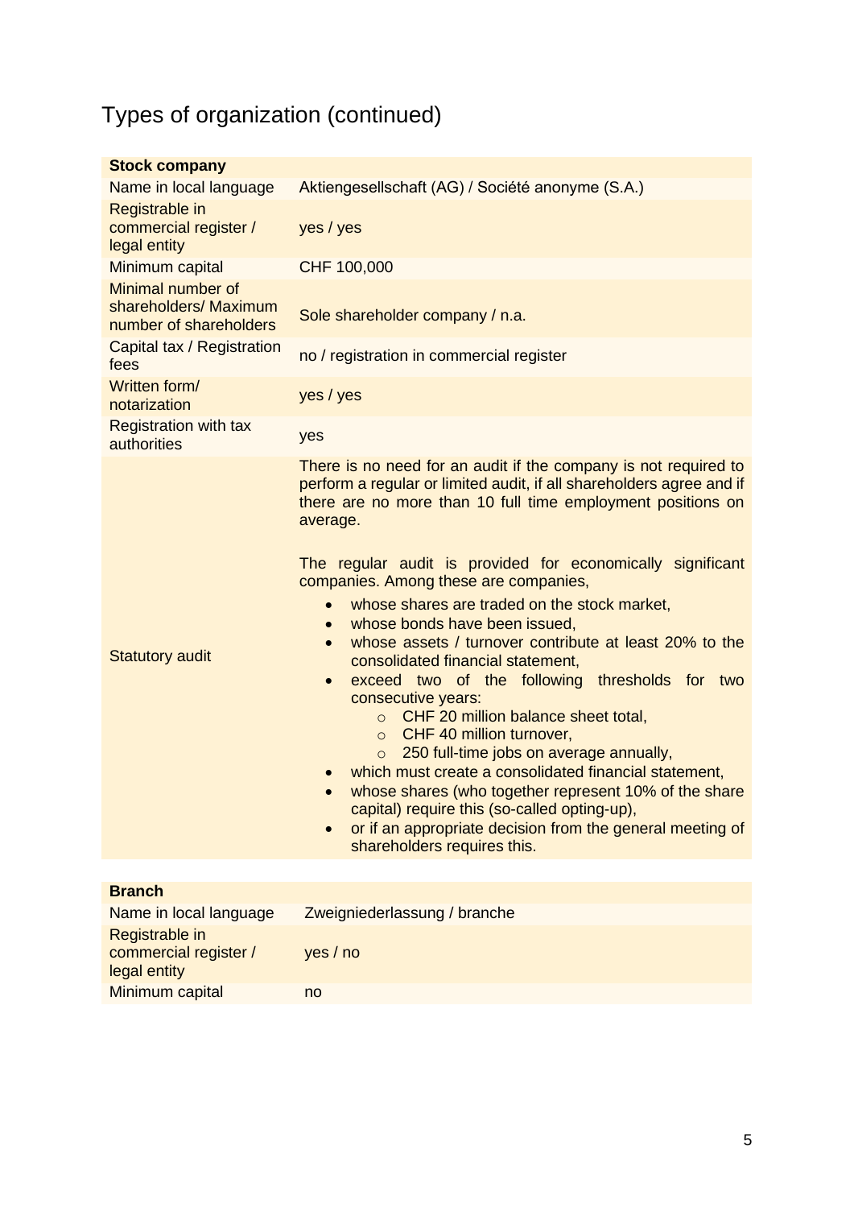# Types of organization (continued)

| **Stock company** | |
|---|---|
| Name in local language | Aktiengesellschaft (AG) / Société anonyme (S.A.) |
| Registrable in commercial register / legal entity | yes / yes |
| Minimum capital | CHF 100,000 |
| Minimal number of shareholders/ Maximum number of shareholders | Sole shareholder company / n.a. |
| Capital tax / Registration fees | no / registration in commercial register |
| Written form/ notarization | yes / yes |
| Registration with tax authorities | yes |
| Statutory audit | There is no need for an audit if the company is not required to perform a regular or limited audit, if all shareholders agree and if there are no more than 10 full time employment positions on average.<br><br>The regular audit is provided for economically significant companies. Among these are companies,<br>• whose shares are traded on the stock market,<br>• whose bonds have been issued,<br>• whose assets / turnover contribute at least 20% to the consolidated financial statement,<br>• exceed two of the following thresholds for two consecutive years:<br>  ○ CHF 20 million balance sheet total,<br>  ○ CHF 40 million turnover,<br>  ○ 250 full-time jobs on average annually,<br>• which must create a consolidated financial statement,<br>• whose shares (who together represent 10% of the share capital) require this (so-called opting-up),<br>• or if an appropriate decision from the general meeting of shareholders requires this. |

| **Branch** | |
|---|---|
| Name in local language | Zweigniederlassung / branche |
| Registrable in commercial register / legal entity | yes / no |
| Minimum capital | no |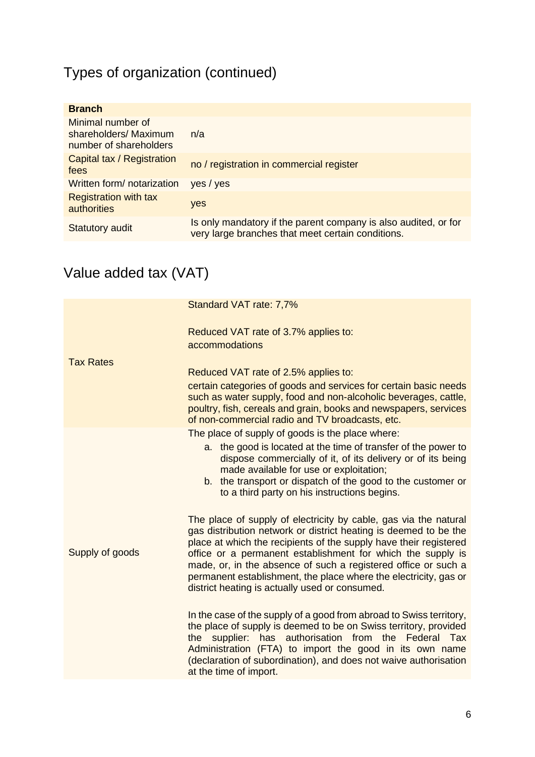## Types of organization (continued)

| **Branch** | |
|---|---|
| Minimal number of shareholders/ Maximum number of shareholders | n/a |
| Capital tax / Registration fees | no / registration in commercial register |
| Written form/ notarization | yes / yes |
| Registration with tax authorities | yes |
| Statutory audit | Is only mandatory if the parent company is also audited, or for very large branches that meet certain conditions. |

## Value added tax (VAT)

| | |
|---|---|
| Tax Rates | Standard VAT rate: 7,7%<br><br>Reduced VAT rate of 3.7% applies to:<br>accommodations<br><br>Reduced VAT rate of 2.5% applies to:<br>certain categories of goods and services for certain basic needs such as water supply, food and non-alcoholic beverages, cattle, poultry, fish, cereals and grain, books and newspapers, services of non-commercial radio and TV broadcasts, etc. |
| Supply of goods | The place of supply of goods is the place where:<br>a. the good is located at the time of transfer of the power to dispose commercially of it, of its delivery or of its being made available for use or exploitation;<br>b. the transport or dispatch of the good to the customer or to a third party on his instructions begins.<br><br>The place of supply of electricity by cable, gas via the natural gas distribution network or district heating is deemed to be the place at which the recipients of the supply have their registered office or a permanent establishment for which the supply is made, or, in the absence of such a registered office or such a permanent establishment, the place where the electricity, gas or district heating is actually used or consumed.<br><br>In the case of the supply of a good from abroad to Swiss territory, the place of supply is deemed to be on Swiss territory, provided the supplier: has authorisation from the Federal Tax Administration (FTA) to import the good in its own name (declaration of subordination), and does not waive authorisation at the time of import. |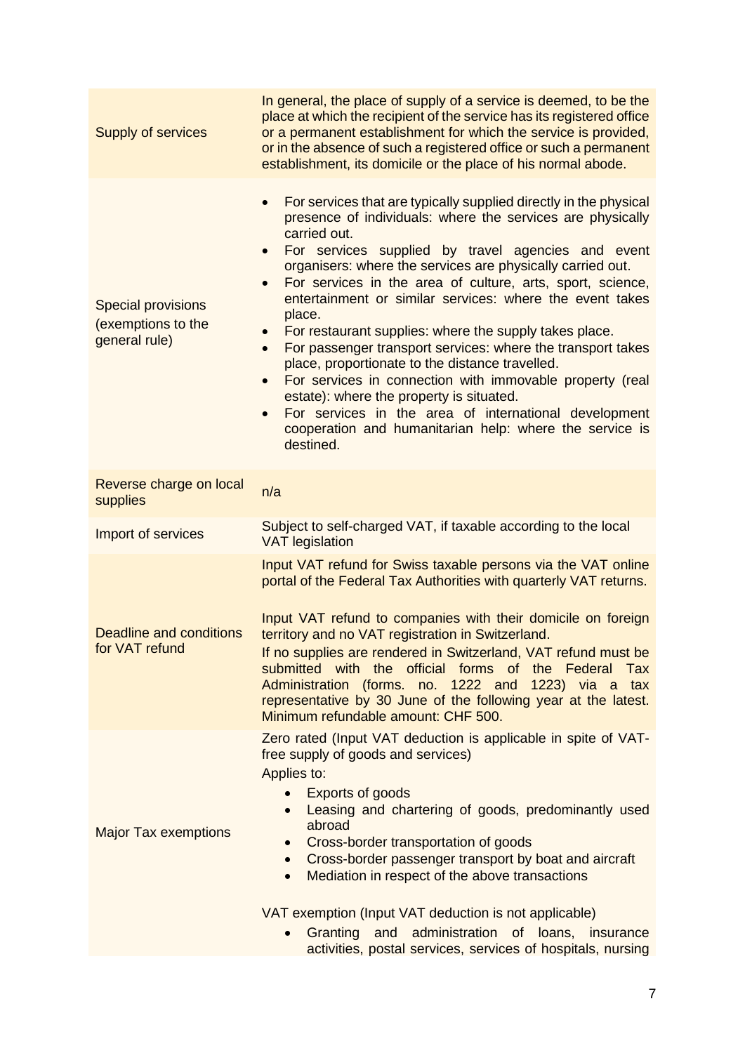| | |
|---|---|
| Supply of services | In general, the place of supply of a service is deemed, to be the place at which the recipient of the service has its registered office or a permanent establishment for which the service is provided, or in the absence of such a registered office or such a permanent establishment, its domicile or the place of his normal abode. |
| Special provisions (exemptions to the general rule) | • For services that are typically supplied directly in the physical presence of individuals: where the services are physically carried out.<br>• For services supplied by travel agencies and event organisers: where the services are physically carried out.<br>• For services in the area of culture, arts, sport, science, entertainment or similar services: where the event takes place.<br>• For restaurant supplies: where the supply takes place.<br>• For passenger transport services: where the transport takes place, proportionate to the distance travelled.<br>• For services in connection with immovable property (real estate): where the property is situated.<br>• For services in the area of international development cooperation and humanitarian help: where the service is destined. |
| Reverse charge on local supplies | n/a |
| Import of services | Subject to self-charged VAT, if taxable according to the local VAT legislation |
| Deadline and conditions for VAT refund | Input VAT refund for Swiss taxable persons via the VAT online portal of the Federal Tax Authorities with quarterly VAT returns.<br><br>Input VAT refund to companies with their domicile on foreign territory and no VAT registration in Switzerland.<br>If no supplies are rendered in Switzerland, VAT refund must be submitted with the official forms of the Federal Tax Administration (forms. no. 1222 and 1223) via a tax representative by 30 June of the following year at the latest. Minimum refundable amount: CHF 500. |
| Major Tax exemptions | Zero rated (Input VAT deduction is applicable in spite of VAT-free supply of goods and services)<br>Applies to:<br>• Exports of goods<br>• Leasing and chartering of goods, predominantly used abroad<br>• Cross-border transportation of goods<br>• Cross-border passenger transport by boat and aircraft<br>• Mediation in respect of the above transactions<br><br>VAT exemption (Input VAT deduction is not applicable)<br>• Granting and administration of loans, insurance activities, postal services, services of hospitals, nursing |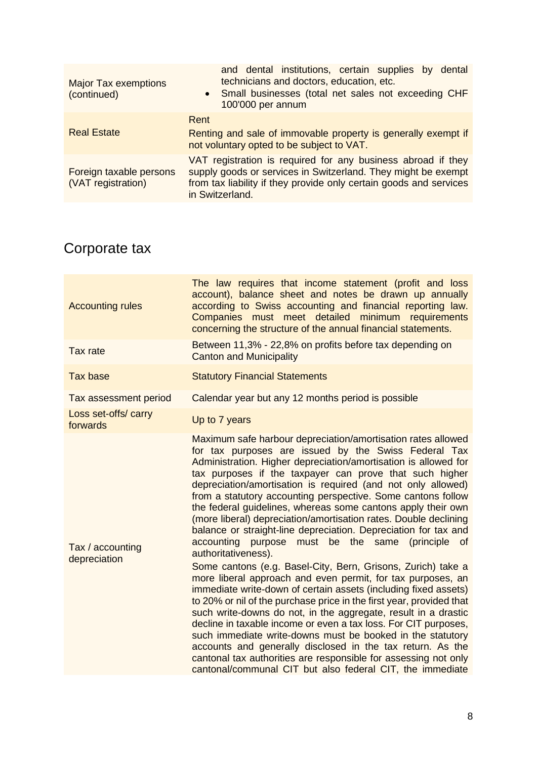| | |
|---|---|
| Major Tax exemptions (continued) | and dental institutions, certain supplies by dental technicians and doctors, education, etc.<br>• Small businesses (total net sales not exceeding CHF 100'000 per annum |
| Real Estate | Rent<br>Renting and sale of immovable property is generally exempt if not voluntary opted to be subject to VAT. |
| Foreign taxable persons (VAT registration) | VAT registration is required for any business abroad if they supply goods or services in Switzerland. They might be exempt from tax liability if they provide only certain goods and services in Switzerland. |

# Corporate tax

| | |
|---|---|
| Accounting rules | The law requires that income statement (profit and loss account), balance sheet and notes be drawn up annually according to Swiss accounting and financial reporting law. Companies must meet detailed minimum requirements concerning the structure of the annual financial statements. |
| Tax rate | Between 11,3% - 22,8% on profits before tax depending on Canton and Municipality |
| Tax base | Statutory Financial Statements |
| Tax assessment period | Calendar year but any 12 months period is possible |
| Loss set-offs/ carry forwards | Up to 7 years |
| Tax / accounting depreciation | Maximum safe harbour depreciation/amortisation rates allowed for tax purposes are issued by the Swiss Federal Tax Administration. Higher depreciation/amortisation is allowed for tax purposes if the taxpayer can prove that such higher depreciation/amortisation is required (and not only allowed) from a statutory accounting perspective. Some cantons follow the federal guidelines, whereas some cantons apply their own (more liberal) depreciation/amortisation rates. Double declining balance or straight-line depreciation. Depreciation for tax and accounting purpose must be the same (principle of authoritativeness).<br>Some cantons (e.g. Basel-City, Bern, Grisons, Zurich) take a more liberal approach and even permit, for tax purposes, an immediate write-down of certain assets (including fixed assets) to 20% or nil of the purchase price in the first year, provided that such write-downs do not, in the aggregate, result in a drastic decline in taxable income or even a tax loss. For CIT purposes, such immediate write-downs must be booked in the statutory accounts and generally disclosed in the tax return. As the cantonal tax authorities are responsible for assessing not only cantonal/communal CIT but also federal CIT, the immediate |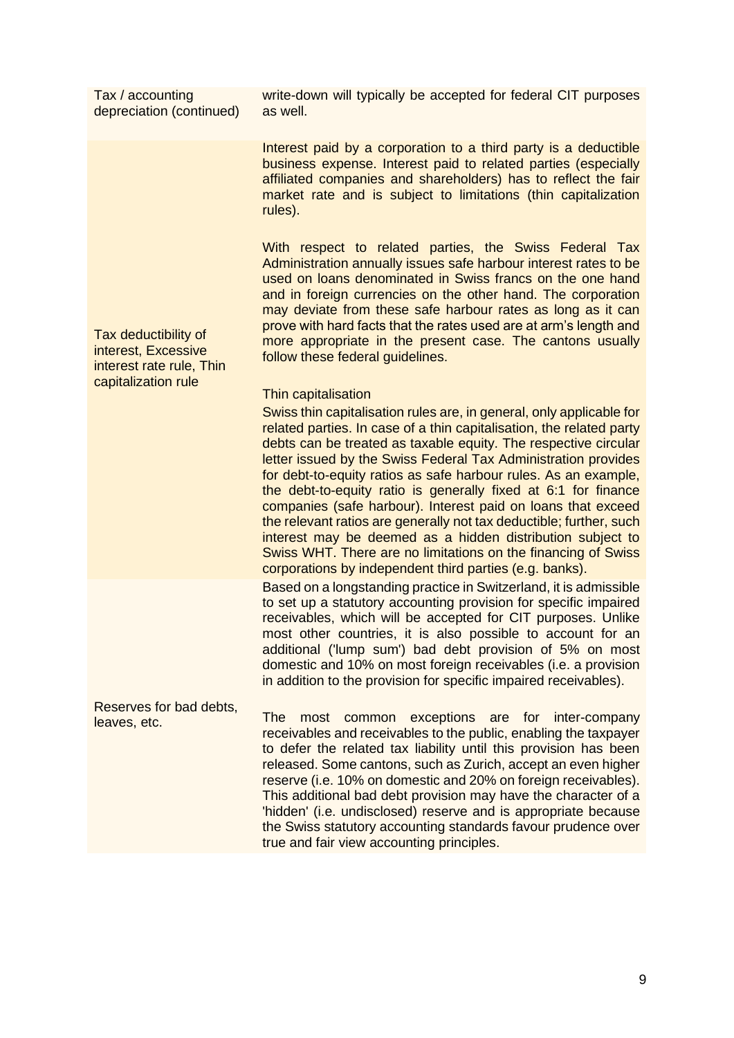| | |
|---|---|
| Tax / accounting depreciation (continued) | write-down will typically be accepted for federal CIT purposes as well. |
| Tax deductibility of interest, Excessive interest rate rule, Thin capitalization rule | Interest paid by a corporation to a third party is a deductible business expense. Interest paid to related parties (especially affiliated companies and shareholders) has to reflect the fair market rate and is subject to limitations (thin capitalization rules).<br><br>With respect to related parties, the Swiss Federal Tax Administration annually issues safe harbour interest rates to be used on loans denominated in Swiss francs on the one hand and in foreign currencies on the other hand. The corporation may deviate from these safe harbour rates as long as it can prove with hard facts that the rates used are at arm's length and more appropriate in the present case. The cantons usually follow these federal guidelines.<br><br>Thin capitalisation<br>Swiss thin capitalisation rules are, in general, only applicable for related parties. In case of a thin capitalisation, the related party debts can be treated as taxable equity. The respective circular letter issued by the Swiss Federal Tax Administration provides for debt-to-equity ratios as safe harbour rules. As an example, the debt-to-equity ratio is generally fixed at 6:1 for finance companies (safe harbour). Interest paid on loans that exceed the relevant ratios are generally not tax deductible; further, such interest may be deemed as a hidden distribution subject to Swiss WHT. There are no limitations on the financing of Swiss corporations by independent third parties (e.g. banks). |
| Reserves for bad debts, leaves, etc. | Based on a longstanding practice in Switzerland, it is admissible to set up a statutory accounting provision for specific impaired receivables, which will be accepted for CIT purposes. Unlike most other countries, it is also possible to account for an additional ('lump sum') bad debt provision of 5% on most domestic and 10% on most foreign receivables (i.e. a provision in addition to the provision for specific impaired receivables).<br><br>The most common exceptions are for inter-company receivables and receivables to the public, enabling the taxpayer to defer the related tax liability until this provision has been released. Some cantons, such as Zurich, accept an even higher reserve (i.e. 10% on domestic and 20% on foreign receivables). This additional bad debt provision may have the character of a 'hidden' (i.e. undisclosed) reserve and is appropriate because the Swiss statutory accounting standards favour prudence over true and fair view accounting principles. |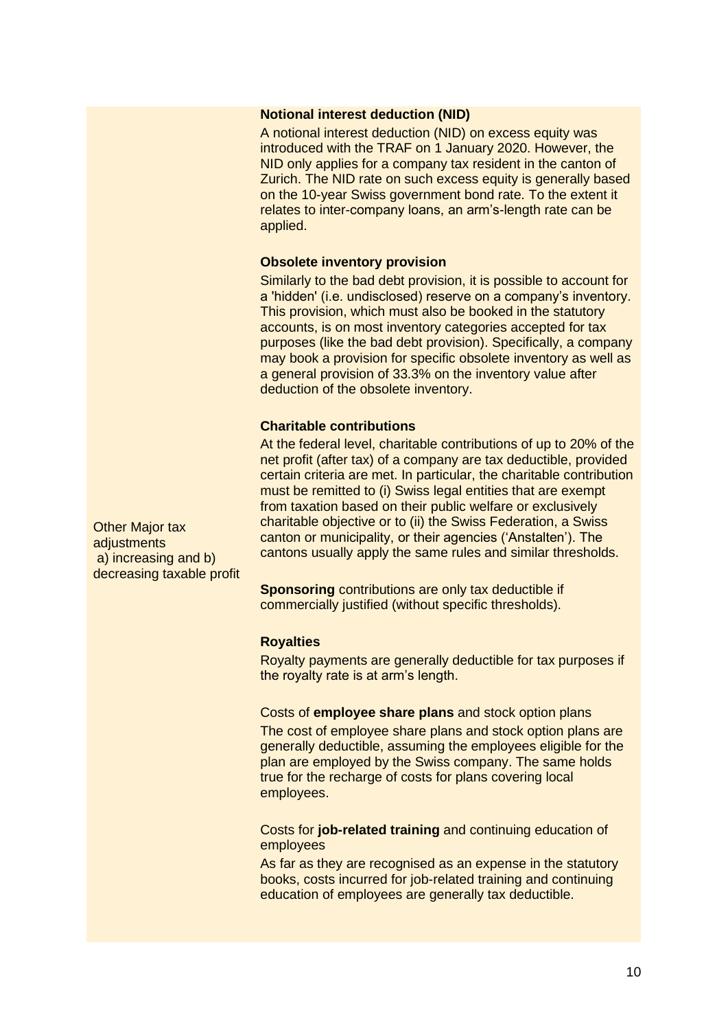| | |
|---|---|
| Other Major tax adjustments<br>a) increasing and b) decreasing taxable profit | **Notional interest deduction (NID)**<br><br>A notional interest deduction (NID) on excess equity was introduced with the TRAF on 1 January 2020. However, the NID only applies for a company tax resident in the canton of Zurich. The NID rate on such excess equity is generally based on the 10-year Swiss government bond rate. To the extent it relates to inter-company loans, an arm's-length rate can be applied.<br><br>**Obsolete inventory provision**<br><br>Similarly to the bad debt provision, it is possible to account for a 'hidden' (i.e. undisclosed) reserve on a company's inventory. This provision, which must also be booked in the statutory accounts, is on most inventory categories accepted for tax purposes (like the bad debt provision). Specifically, a company may book a provision for specific obsolete inventory as well as a general provision of 33.3% on the inventory value after deduction of the obsolete inventory.<br><br>**Charitable contributions**<br><br>At the federal level, charitable contributions of up to 20% of the net profit (after tax) of a company are tax deductible, provided certain criteria are met. In particular, the charitable contribution must be remitted to (i) Swiss legal entities that are exempt from taxation based on their public welfare or exclusively charitable objective or to (ii) the Swiss Federation, a Swiss canton or municipality, or their agencies ('Anstalten'). The cantons usually apply the same rules and similar thresholds.<br><br>**Sponsoring** contributions are only tax deductible if commercially justified (without specific thresholds).<br><br>**Royalties**<br><br>Royalty payments are generally deductible for tax purposes if the royalty rate is at arm's length.<br><br>Costs of **employee share plans** and stock option plans<br><br>The cost of employee share plans and stock option plans are generally deductible, assuming the employees eligible for the plan are employed by the Swiss company. The same holds true for the recharge of costs for plans covering local employees.<br><br>Costs for **job-related training** and continuing education of employees<br><br>As far as they are recognised as an expense in the statutory books, costs incurred for job-related training and continuing education of employees are generally tax deductible. |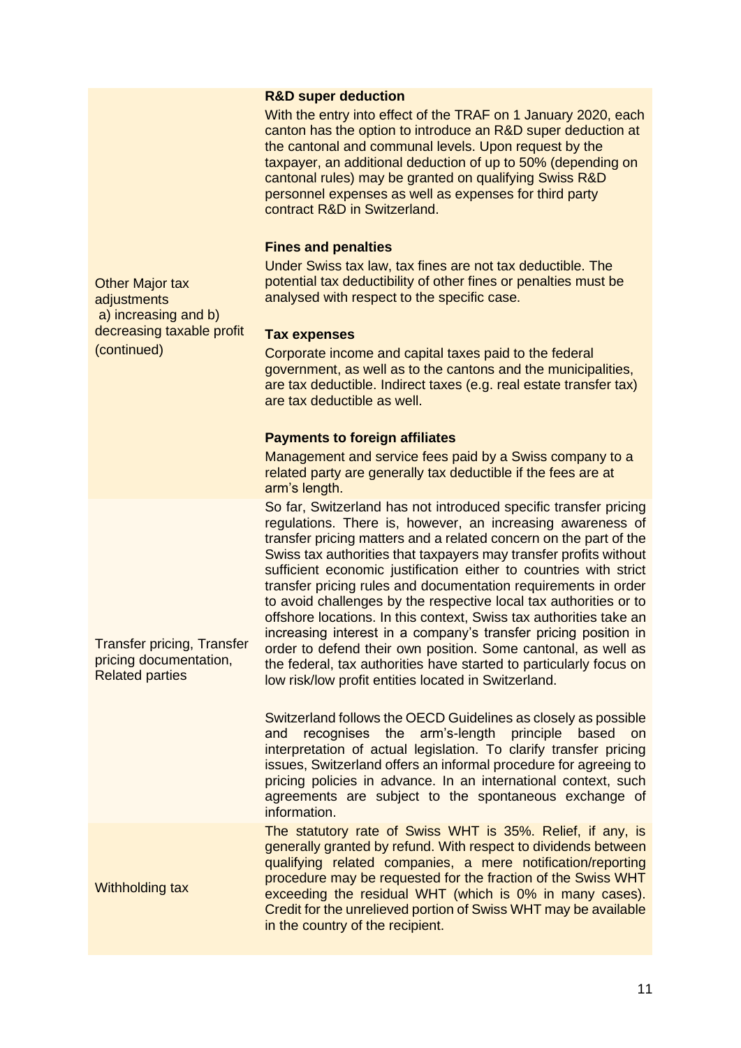| | |
|---|---|
| Other Major tax adjustments a) increasing and b) decreasing taxable profit (continued) | **R&D super deduction**<br>With the entry into effect of the TRAF on 1 January 2020, each canton has the option to introduce an R&D super deduction at the cantonal and communal levels. Upon request by the taxpayer, an additional deduction of up to 50% (depending on cantonal rules) may be granted on qualifying Swiss R&D personnel expenses as well as expenses for third party contract R&D in Switzerland.<br><br>**Fines and penalties**<br>Under Swiss tax law, tax fines are not tax deductible. The potential tax deductibility of other fines or penalties must be analysed with respect to the specific case.<br><br>**Tax expenses**<br>Corporate income and capital taxes paid to the federal government, as well as to the cantons and the municipalities, are tax deductible. Indirect taxes (e.g. real estate transfer tax) are tax deductible as well.<br><br>**Payments to foreign affiliates**<br>Management and service fees paid by a Swiss company to a related party are generally tax deductible if the fees are at arm's length. |
| Transfer pricing, Transfer pricing documentation, Related parties | So far, Switzerland has not introduced specific transfer pricing regulations. There is, however, an increasing awareness of transfer pricing matters and a related concern on the part of the Swiss tax authorities that taxpayers may transfer profits without sufficient economic justification either to countries with strict transfer pricing rules and documentation requirements in order to avoid challenges by the respective local tax authorities or to offshore locations. In this context, Swiss tax authorities take an increasing interest in a company's transfer pricing position in order to defend their own position. Some cantonal, as well as the federal, tax authorities have started to particularly focus on low risk/low profit entities located in Switzerland.<br><br>Switzerland follows the OECD Guidelines as closely as possible and recognises the arm's-length principle based on interpretation of actual legislation. To clarify transfer pricing issues, Switzerland offers an informal procedure for agreeing to pricing policies in advance. In an international context, such agreements are subject to the spontaneous exchange of information. |
| Withholding tax | The statutory rate of Swiss WHT is 35%. Relief, if any, is generally granted by refund. With respect to dividends between qualifying related companies, a mere notification/reporting procedure may be requested for the fraction of the Swiss WHT exceeding the residual WHT (which is 0% in many cases). Credit for the unrelieved portion of Swiss WHT may be available in the country of the recipient. |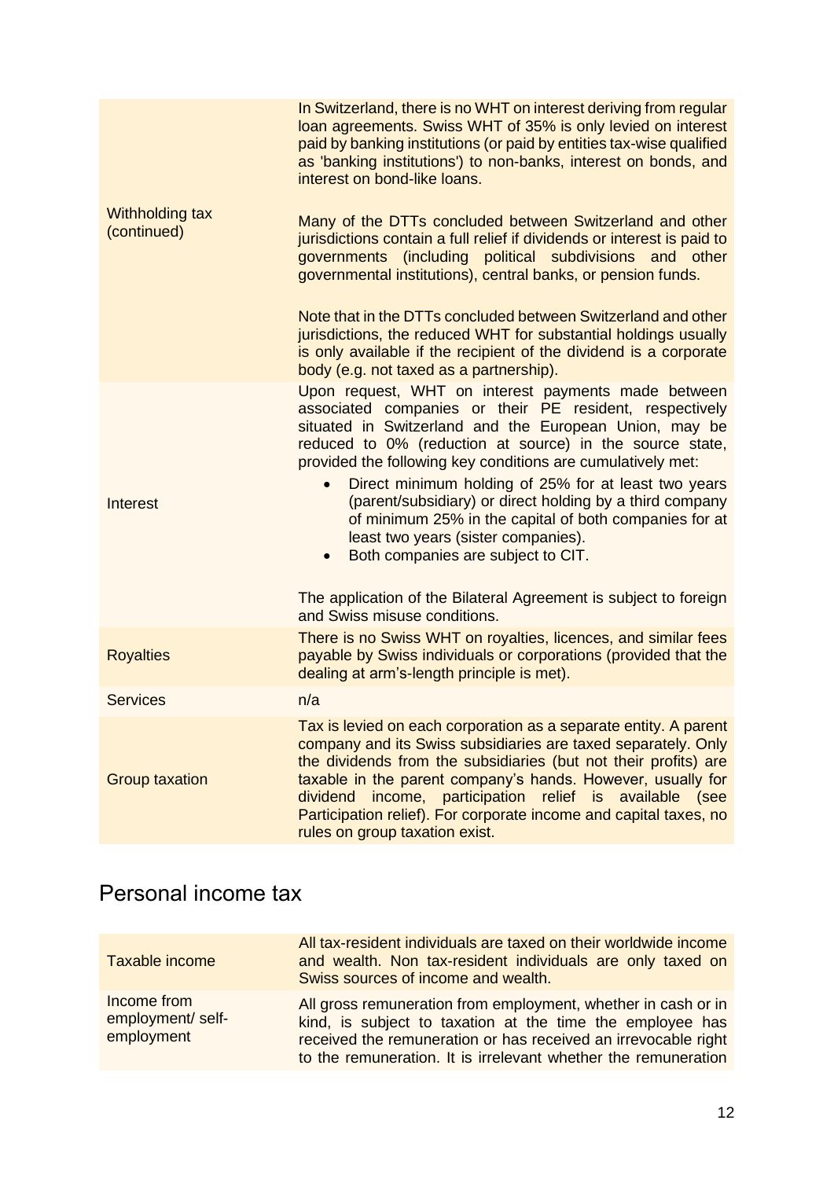| | |
|---|---|
| Withholding tax (continued) | In Switzerland, there is no WHT on interest deriving from regular loan agreements. Swiss WHT of 35% is only levied on interest paid by banking institutions (or paid by entities tax-wise qualified as 'banking institutions') to non-banks, interest on bonds, and interest on bond-like loans.<br><br>Many of the DTTs concluded between Switzerland and other jurisdictions contain a full relief if dividends or interest is paid to governments (including political subdivisions and other governmental institutions), central banks, or pension funds.<br><br>Note that in the DTTs concluded between Switzerland and other jurisdictions, the reduced WHT for substantial holdings usually is only available if the recipient of the dividend is a corporate body (e.g. not taxed as a partnership). |
| Interest | Upon request, WHT on interest payments made between associated companies or their PE resident, respectively situated in Switzerland and the European Union, may be reduced to 0% (reduction at source) in the source state, provided the following key conditions are cumulatively met:<br>• Direct minimum holding of 25% for at least two years (parent/subsidiary) or direct holding by a third company of minimum 25% in the capital of both companies for at least two years (sister companies).<br>• Both companies are subject to CIT.<br><br>The application of the Bilateral Agreement is subject to foreign and Swiss misuse conditions. |
| Royalties | There is no Swiss WHT on royalties, licences, and similar fees payable by Swiss individuals or corporations (provided that the dealing at arm's-length principle is met). |
| Services | n/a |
| Group taxation | Tax is levied on each corporation as a separate entity. A parent company and its Swiss subsidiaries are taxed separately. Only the dividends from the subsidiaries (but not their profits) are taxable in the parent company's hands. However, usually for dividend income, participation relief is available (see Participation relief). For corporate income and capital taxes, no rules on group taxation exist. |

## Personal income tax

| | |
|---|---|
| Taxable income | All tax-resident individuals are taxed on their worldwide income and wealth. Non tax-resident individuals are only taxed on Swiss sources of income and wealth. |
| Income from employment/ self-employment | All gross remuneration from employment, whether in cash or in kind, is subject to taxation at the time the employee has received the remuneration or has received an irrevocable right to the remuneration. It is irrelevant whether the remuneration |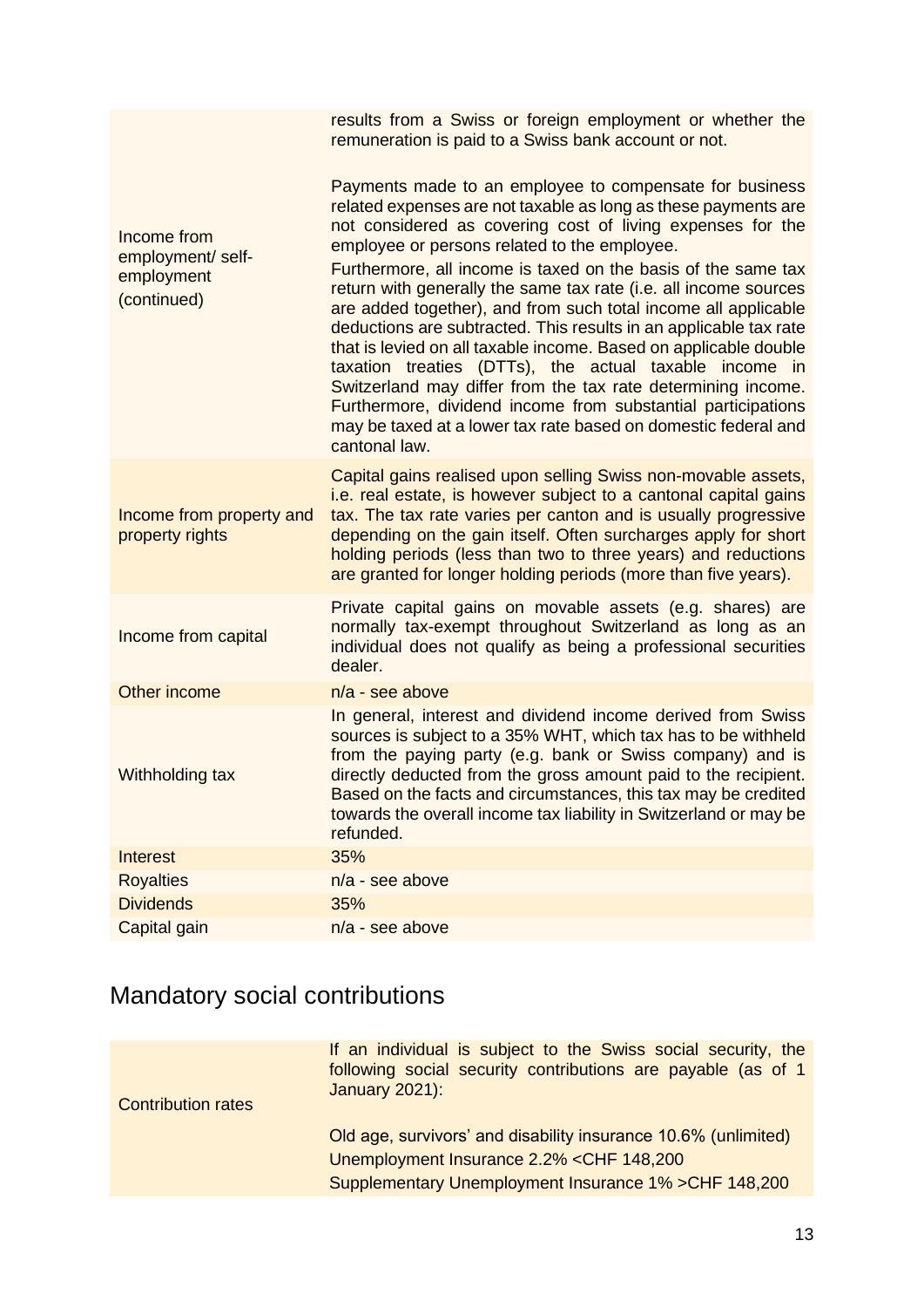| | |
|---|---|
| Income from employment/ self-employment (continued) | results from a Swiss or foreign employment or whether the remuneration is paid to a Swiss bank account or not.<br><br>Payments made to an employee to compensate for business related expenses are not taxable as long as these payments are not considered as covering cost of living expenses for the employee or persons related to the employee.<br>Furthermore, all income is taxed on the basis of the same tax return with generally the same tax rate (i.e. all income sources are added together), and from such total income all applicable deductions are subtracted. This results in an applicable tax rate that is levied on all taxable income. Based on applicable double taxation treaties (DTTs), the actual taxable income in Switzerland may differ from the tax rate determining income. Furthermore, dividend income from substantial participations may be taxed at a lower tax rate based on domestic federal and cantonal law. |
| Income from property and property rights | Capital gains realised upon selling Swiss non-movable assets, i.e. real estate, is however subject to a cantonal capital gains tax. The tax rate varies per canton and is usually progressive depending on the gain itself. Often surcharges apply for short holding periods (less than two to three years) and reductions are granted for longer holding periods (more than five years). |
| Income from capital | Private capital gains on movable assets (e.g. shares) are normally tax-exempt throughout Switzerland as long as an individual does not qualify as being a professional securities dealer. |
| Other income | n/a - see above |
| Withholding tax | In general, interest and dividend income derived from Swiss sources is subject to a 35% WHT, which tax has to be withheld from the paying party (e.g. bank or Swiss company) and is directly deducted from the gross amount paid to the recipient. Based on the facts and circumstances, this tax may be credited towards the overall income tax liability in Switzerland or may be refunded. |
| Interest | 35% |
| Royalties | n/a - see above |
| Dividends | 35% |
| Capital gain | n/a - see above |

## Mandatory social contributions

| | |
|---|---|
| Contribution rates | If an individual is subject to the Swiss social security, the following social security contributions are payable (as of 1 January 2021):<br><br>Old age, survivors' and disability insurance 10.6% (unlimited)<br>Unemployment Insurance 2.2% <CHF 148,200<br>Supplementary Unemployment Insurance 1% >CHF 148,200 |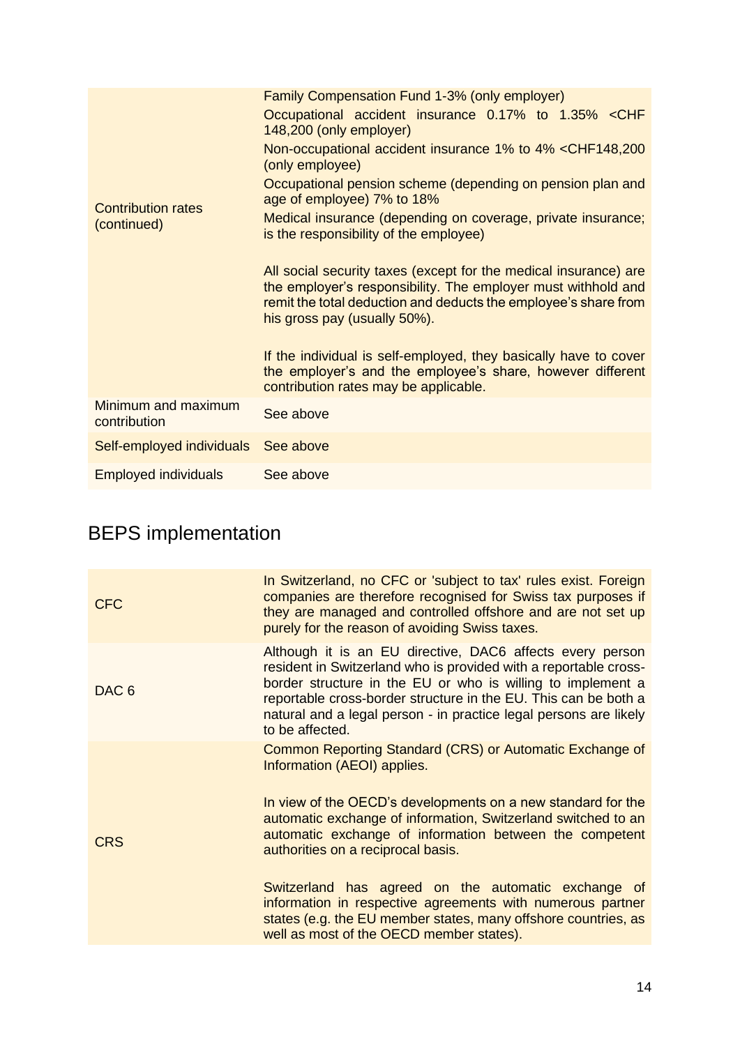| | |
|---|---|
| Contribution rates (continued) | Family Compensation Fund 1-3% (only employer)<br>Occupational accident insurance 0.17% to 1.35% <CHF 148,200 (only employer)<br>Non-occupational accident insurance 1% to 4% <CHF148,200 (only employee)<br>Occupational pension scheme (depending on pension plan and age of employee) 7% to 18%<br>Medical insurance (depending on coverage, private insurance; is the responsibility of the employee)<br><br>All social security taxes (except for the medical insurance) are the employer's responsibility. The employer must withhold and remit the total deduction and deducts the employee's share from his gross pay (usually 50%).<br><br>If the individual is self-employed, they basically have to cover the employer's and the employee's share, however different contribution rates may be applicable. |
| Minimum and maximum contribution | See above |
| Self-employed individuals | See above |
| Employed individuals | See above |

# BEPS implementation

| | |
|---|---|
| CFC | In Switzerland, no CFC or 'subject to tax' rules exist. Foreign companies are therefore recognised for Swiss tax purposes if they are managed and controlled offshore and are not set up purely for the reason of avoiding Swiss taxes. |
| DAC 6 | Although it is an EU directive, DAC6 affects every person resident in Switzerland who is provided with a reportable cross-border structure in the EU or who is willing to implement a reportable cross-border structure in the EU. This can be both a natural and a legal person - in practice legal persons are likely to be affected. |
| CRS | Common Reporting Standard (CRS) or Automatic Exchange of Information (AEOI) applies.<br><br>In view of the OECD's developments on a new standard for the automatic exchange of information, Switzerland switched to an automatic exchange of information between the competent authorities on a reciprocal basis.<br><br>Switzerland has agreed on the automatic exchange of information in respective agreements with numerous partner states (e.g. the EU member states, many offshore countries, as well as most of the OECD member states). |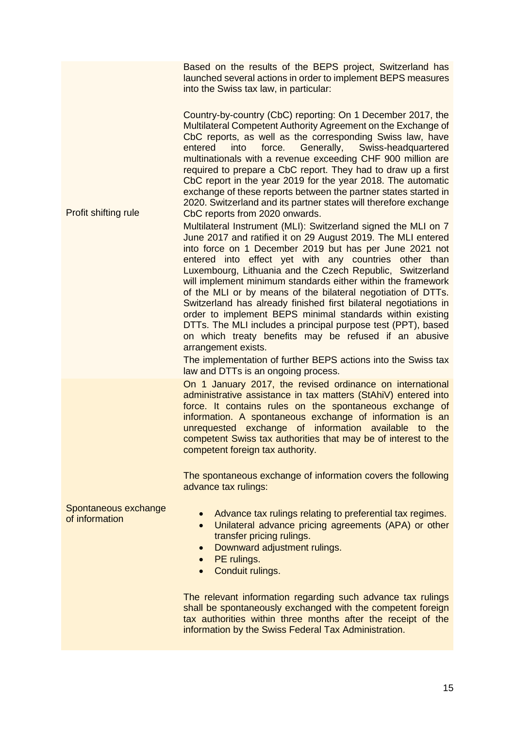| | |
|---|---|
| Profit shifting rule | Based on the results of the BEPS project, Switzerland has launched several actions in order to implement BEPS measures into the Swiss tax law, in particular:<br><br>Country-by-country (CbC) reporting: On 1 December 2017, the Multilateral Competent Authority Agreement on the Exchange of CbC reports, as well as the corresponding Swiss law, have entered into force. Generally, Swiss-headquartered multinationals with a revenue exceeding CHF 900 million are required to prepare a CbC report. They had to draw up a first CbC report in the year 2019 for the year 2018. The automatic exchange of these reports between the partner states started in 2020. Switzerland and its partner states will therefore exchange CbC reports from 2020 onwards.<br>Multilateral Instrument (MLI): Switzerland signed the MLI on 7 June 2017 and ratified it on 29 August 2019. The MLI entered into force on 1 December 2019 but has per June 2021 not entered into effect yet with any countries other than Luxembourg, Lithuania and the Czech Republic, Switzerland will implement minimum standards either within the framework of the MLI or by means of the bilateral negotiation of DTTs. Switzerland has already finished first bilateral negotiations in order to implement BEPS minimal standards within existing DTTs. The MLI includes a principal purpose test (PPT), based on which treaty benefits may be refused if an abusive arrangement exists.<br>The implementation of further BEPS actions into the Swiss tax law and DTTs is an ongoing process. |
| Spontaneous exchange of information | On 1 January 2017, the revised ordinance on international administrative assistance in tax matters (StAhiV) entered into force. It contains rules on the spontaneous exchange of information. A spontaneous exchange of information is an unrequested exchange of information available to the competent Swiss tax authorities that may be of interest to the competent foreign tax authority.<br><br>The spontaneous exchange of information covers the following advance tax rulings:<br><br>• Advance tax rulings relating to preferential tax regimes.<br>• Unilateral advance pricing agreements (APA) or other transfer pricing rulings.<br>• Downward adjustment rulings.<br>• PE rulings.<br>• Conduit rulings.<br><br>The relevant information regarding such advance tax rulings shall be spontaneously exchanged with the competent foreign tax authorities within three months after the receipt of the information by the Swiss Federal Tax Administration. |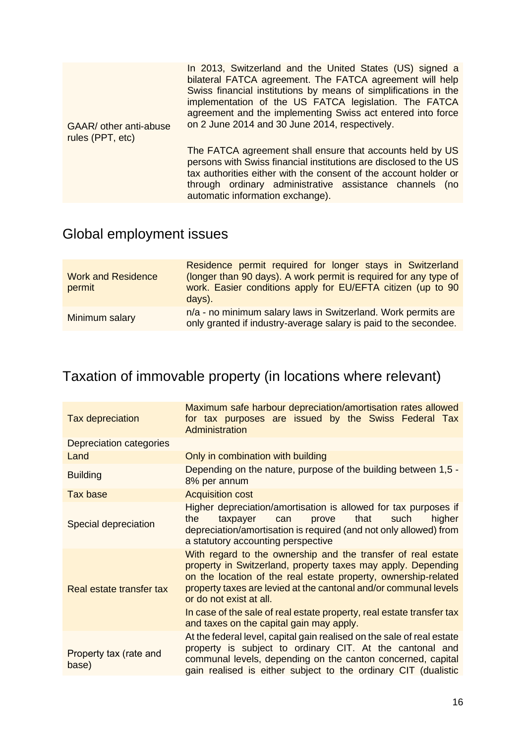| | |
|---|---|
| GAAR/ other anti-abuse rules (PPT, etc) | In 2013, Switzerland and the United States (US) signed a bilateral FATCA agreement. The FATCA agreement will help Swiss financial institutions by means of simplifications in the implementation of the US FATCA legislation. The FATCA agreement and the implementing Swiss act entered into force on 2 June 2014 and 30 June 2014, respectively.<br><br>The FATCA agreement shall ensure that accounts held by US persons with Swiss financial institutions are disclosed to the US tax authorities either with the consent of the account holder or through ordinary administrative assistance channels (no automatic information exchange). |

## Global employment issues

| | |
|---|---|
| Work and Residence permit | Residence permit required for longer stays in Switzerland (longer than 90 days). A work permit is required for any type of work. Easier conditions apply for EU/EFTA citizen (up to 90 days). |
| Minimum salary | n/a - no minimum salary laws in Switzerland. Work permits are only granted if industry-average salary is paid to the secondee. |

## Taxation of immovable property (in locations where relevant)

| | |
|---|---|
| Tax depreciation | Maximum safe harbour depreciation/amortisation rates allowed for tax purposes are issued by the Swiss Federal Tax Administration |
| Depreciation categories | |
| Land | Only in combination with building |
| Building | Depending on the nature, purpose of the building between 1,5 - 8% per annum |
| Tax base | Acquisition cost |
| Special depreciation | Higher depreciation/amortisation is allowed for tax purposes if the taxpayer can prove that such higher depreciation/amortisation is required (and not only allowed) from a statutory accounting perspective |
| Real estate transfer tax | With regard to the ownership and the transfer of real estate property in Switzerland, property taxes may apply. Depending on the location of the real estate property, ownership-related property taxes are levied at the cantonal and/or communal levels or do not exist at all.<br><br>In case of the sale of real estate property, real estate transfer tax and taxes on the capital gain may apply. |
| Property tax (rate and base) | At the federal level, capital gain realised on the sale of real estate property is subject to ordinary CIT. At the cantonal and communal levels, depending on the canton concerned, capital gain realised is either subject to the ordinary CIT (dualistic |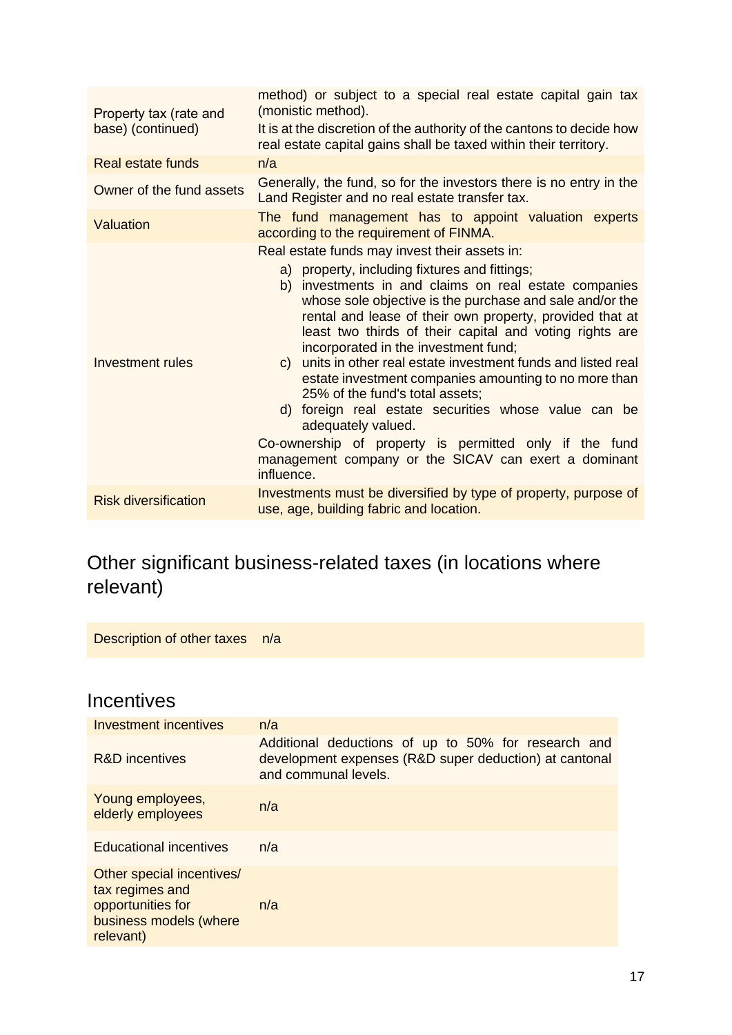| | |
|---|---|
| Property tax (rate and base) (continued) | method) or subject to a special real estate capital gain tax (monistic method).<br>It is at the discretion of the authority of the cantons to decide how real estate capital gains shall be taxed within their territory. |
| Real estate funds | n/a |
| Owner of the fund assets | Generally, the fund, so for the investors there is no entry in the Land Register and no real estate transfer tax. |
| Valuation | The fund management has to appoint valuation experts according to the requirement of FINMA. |
| Investment rules | Real estate funds may invest their assets in:<br>a) property, including fixtures and fittings;<br>b) investments in and claims on real estate companies whose sole objective is the purchase and sale and/or the rental and lease of their own property, provided that at least two thirds of their capital and voting rights are incorporated in the investment fund;<br>c) units in other real estate investment funds and listed real estate investment companies amounting to no more than 25% of the fund's total assets;<br>d) foreign real estate securities whose value can be adequately valued.<br>Co-ownership of property is permitted only if the fund management company or the SICAV can exert a dominant influence. |
| Risk diversification | Investments must be diversified by type of property, purpose of use, age, building fabric and location. |

## Other significant business-related taxes (in locations where relevant)

| | |
|---|---|
| Description of other taxes | n/a |

## Incentives

| | |
|---|---|
| Investment incentives | n/a |
| R&D incentives | Additional deductions of up to 50% for research and development expenses (R&D super deduction) at cantonal and communal levels. |
| Young employees, elderly employees | n/a |
| Educational incentives | n/a |
| Other special incentives/ tax regimes and opportunities for business models (where relevant) | n/a |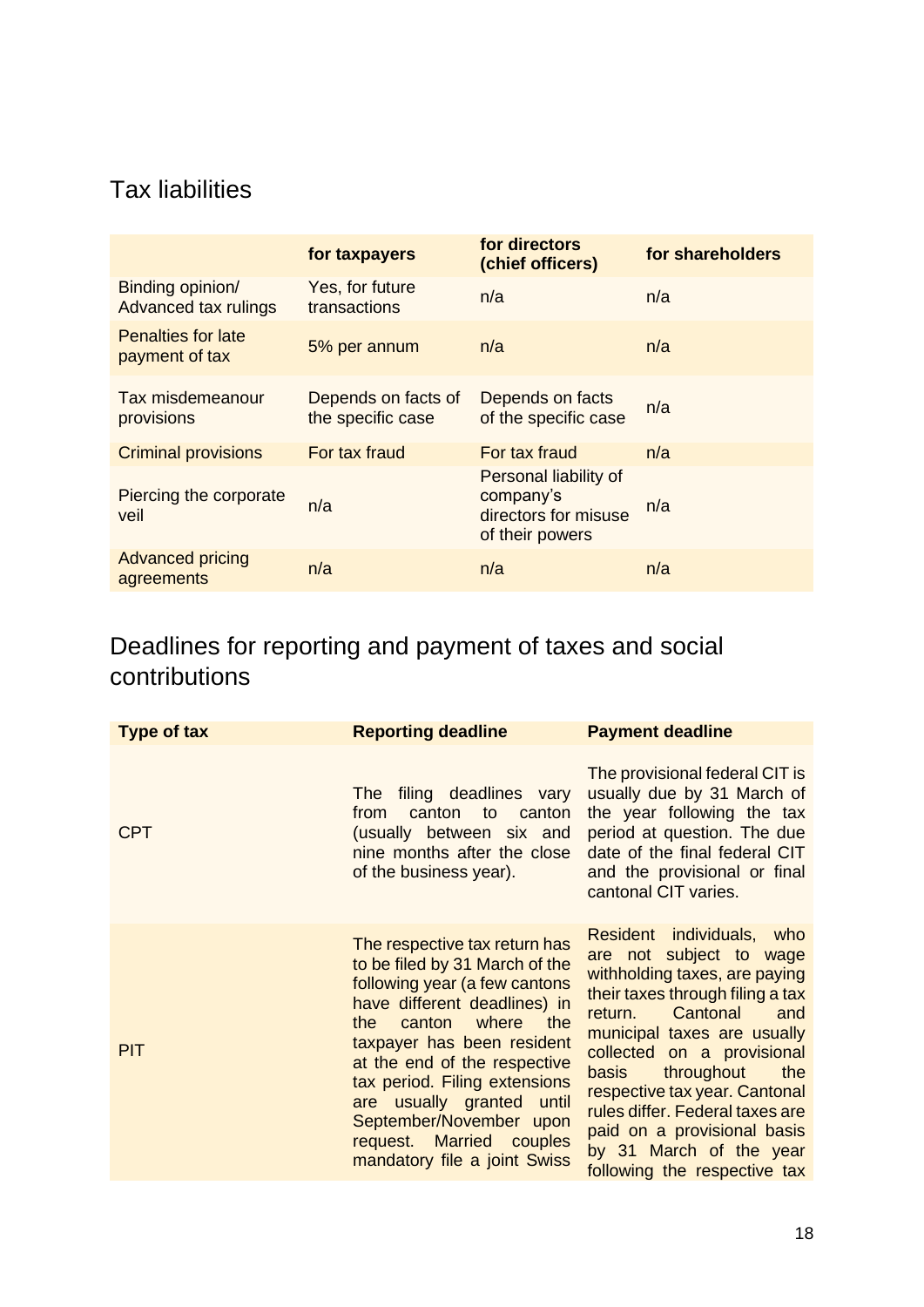## Tax liabilities

| | for taxpayers | for directors (chief officers) | for shareholders |
|---|---|---|---|
| Binding opinion/ Advanced tax rulings | Yes, for future transactions | n/a | n/a |
| Penalties for late payment of tax | 5% per annum | n/a | n/a |
| Tax misdemeanour provisions | Depends on facts of the specific case | Depends on facts of the specific case | n/a |
| Criminal provisions | For tax fraud | For tax fraud | n/a |
| Piercing the corporate veil | n/a | Personal liability of company's directors for misuse of their powers | n/a |
| Advanced pricing agreements | n/a | n/a | n/a |

## Deadlines for reporting and payment of taxes and social contributions

| Type of tax | Reporting deadline | Payment deadline |
|---|---|---|
| CPT | The filing deadlines vary from canton to canton (usually between six and nine months after the close of the business year). | The provisional federal CIT is usually due by 31 March of the year following the tax period at question. The due date of the final federal CIT and the provisional or final cantonal CIT varies. |
| PIT | The respective tax return has to be filed by 31 March of the following year (a few cantons have different deadlines) in the canton where the taxpayer has been resident at the end of the respective tax period. Filing extensions are usually granted until September/November upon request. Married couples mandatory file a joint Swiss | Resident individuals, who are not subject to wage withholding taxes, are paying their taxes through filing a tax return. Cantonal and municipal taxes are usually collected on a provisional basis throughout the respective tax year. Cantonal rules differ. Federal taxes are paid on a provisional basis by 31 March of the year following the respective tax |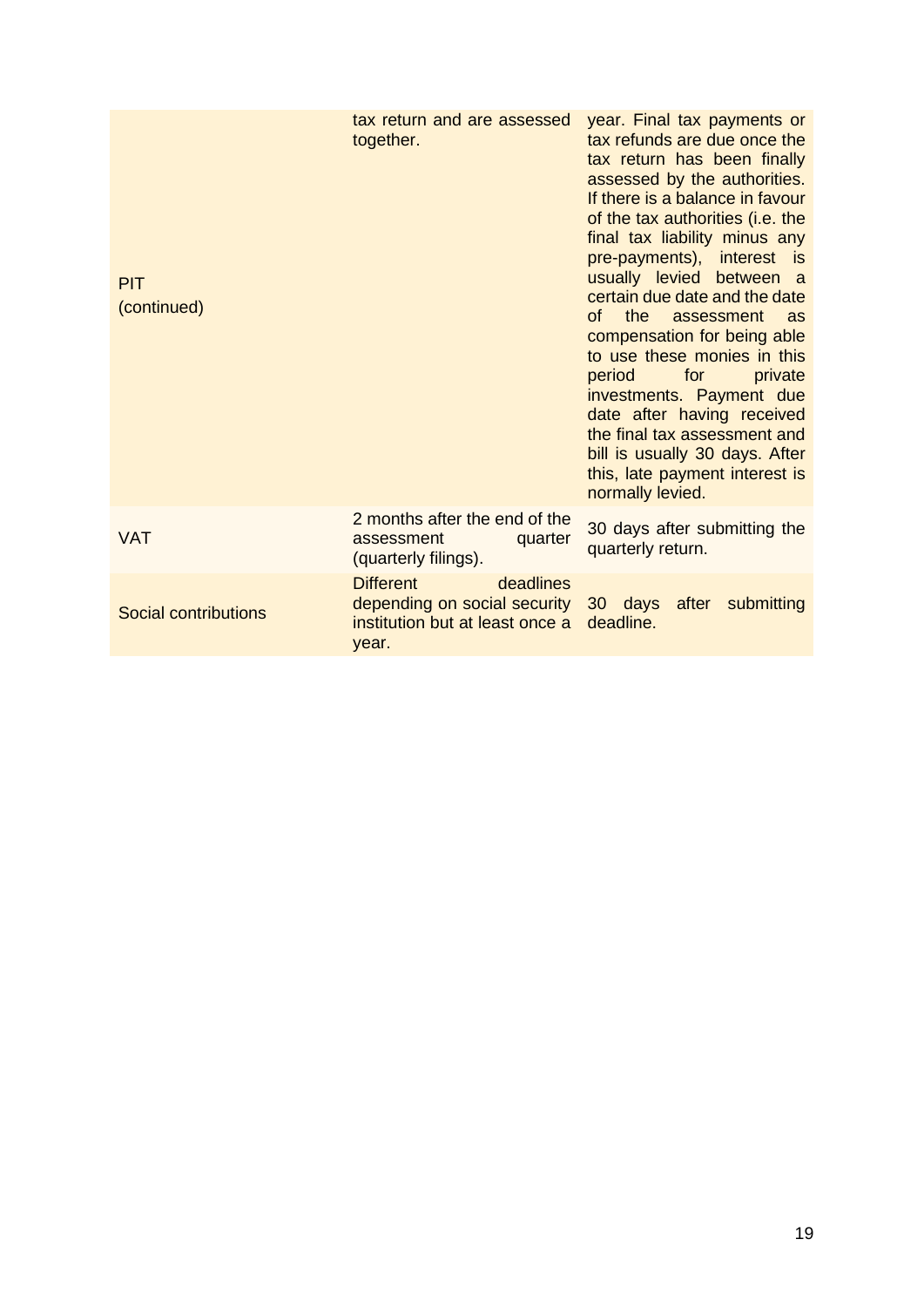| | | |
|---|---|---|
| PIT (continued) | tax return and are assessed together. | year. Final tax payments or tax refunds are due once the tax return has been finally assessed by the authorities. If there is a balance in favour of the tax authorities (i.e. the final tax liability minus any pre-payments), interest is usually levied between a certain due date and the date of the assessment as compensation for being able to use these monies in this period for private investments. Payment due date after having received the final tax assessment and bill is usually 30 days. After this, late payment interest is normally levied. |
| VAT | 2 months after the end of the assessment quarter (quarterly filings). | 30 days after submitting the quarterly return. |
| Social contributions | Different deadlines depending on social security institution but at least once a year. | 30 days after submitting deadline. |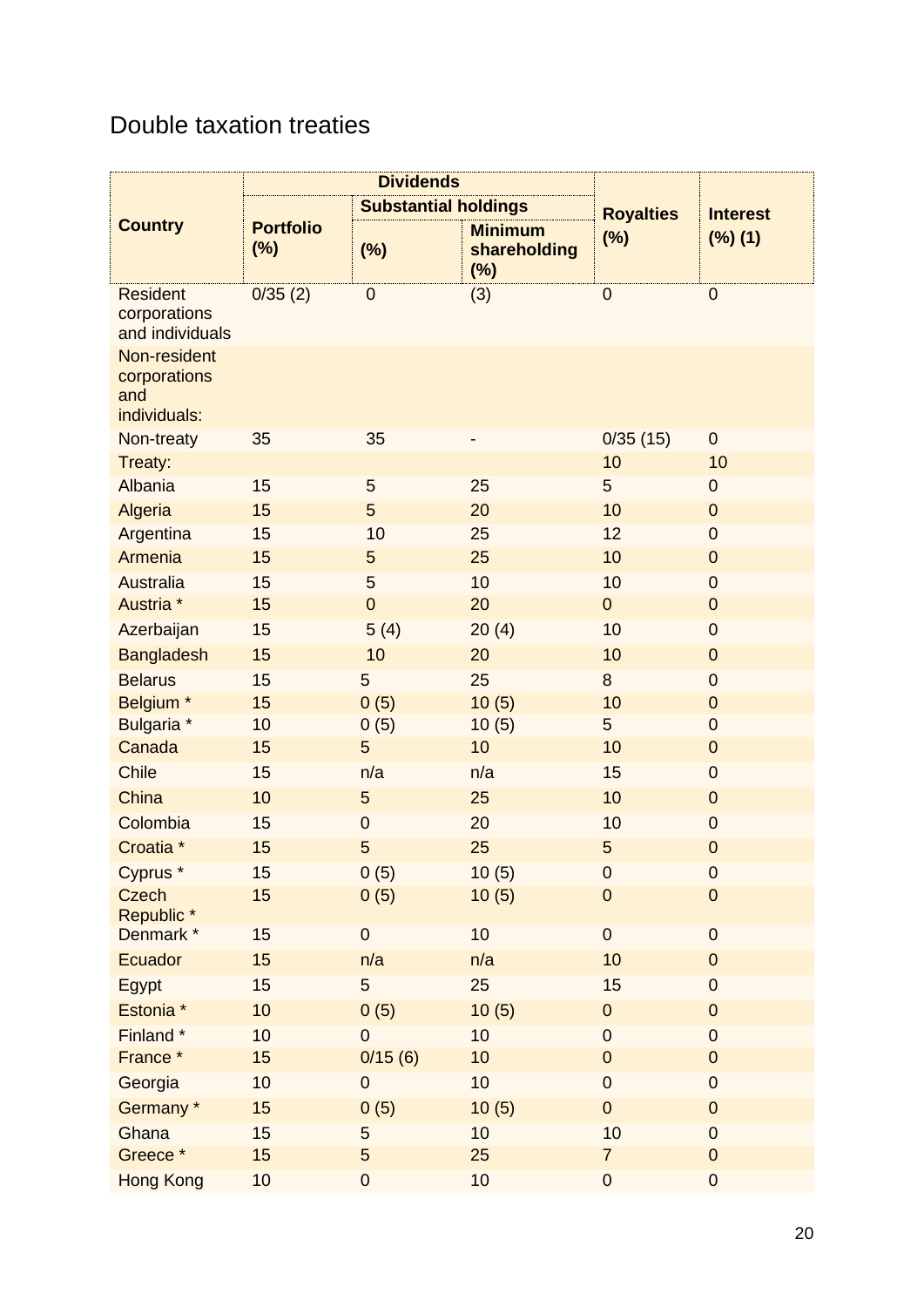## Double taxation treaties

| Country | Dividends | | | Royalties (%) | Interest (%) (1) |
|---|---|---|---|---|---|
| | Portfolio (%) | Substantial holdings | | | |
| | | (%) | Minimum shareholding (%) | | |
| Resident corporations and individuals | 0/35 (2) | 0 | (3) | 0 | 0 |
| Non-resident corporations and individuals: | | | | | |
| Non-treaty | 35 | 35 | - | 0/35 (15) | 0 |
| Treaty: | | | | 10 | 10 |
| Albania | 15 | 5 | 25 | 5 | 0 |
| Algeria | 15 | 5 | 20 | 10 | 0 |
| Argentina | 15 | 10 | 25 | 12 | 0 |
| Armenia | 15 | 5 | 25 | 10 | 0 |
| Australia | 15 | 5 | 10 | 10 | 0 |
| Austria * | 15 | 0 | 20 | 0 | 0 |
| Azerbaijan | 15 | 5 (4) | 20 (4) | 10 | 0 |
| Bangladesh | 15 | 10 | 20 | 10 | 0 |
| Belarus | 15 | 5 | 25 | 8 | 0 |
| Belgium * | 15 | 0 (5) | 10 (5) | 10 | 0 |
| Bulgaria * | 10 | 0 (5) | 10 (5) | 5 | 0 |
| Canada | 15 | 5 | 10 | 10 | 0 |
| Chile | 15 | n/a | n/a | 15 | 0 |
| China | 10 | 5 | 25 | 10 | 0 |
| Colombia | 15 | 0 | 20 | 10 | 0 |
| Croatia * | 15 | 5 | 25 | 5 | 0 |
| Cyprus * | 15 | 0 (5) | 10 (5) | 0 | 0 |
| Czech Republic * | 15 | 0 (5) | 10 (5) | 0 | 0 |
| Denmark * | 15 | 0 | 10 | 0 | 0 |
| Ecuador | 15 | n/a | n/a | 10 | 0 |
| Egypt | 15 | 5 | 25 | 15 | 0 |
| Estonia * | 10 | 0 (5) | 10 (5) | 0 | 0 |
| Finland * | 10 | 0 | 10 | 0 | 0 |
| France * | 15 | 0/15 (6) | 10 | 0 | 0 |
| Georgia | 10 | 0 | 10 | 0 | 0 |
| Germany * | 15 | 0 (5) | 10 (5) | 0 | 0 |
| Ghana | 15 | 5 | 10 | 10 | 0 |
| Greece * | 15 | 5 | 25 | 7 | 0 |
| Hong Kong | 10 | 0 | 10 | 0 | 0 |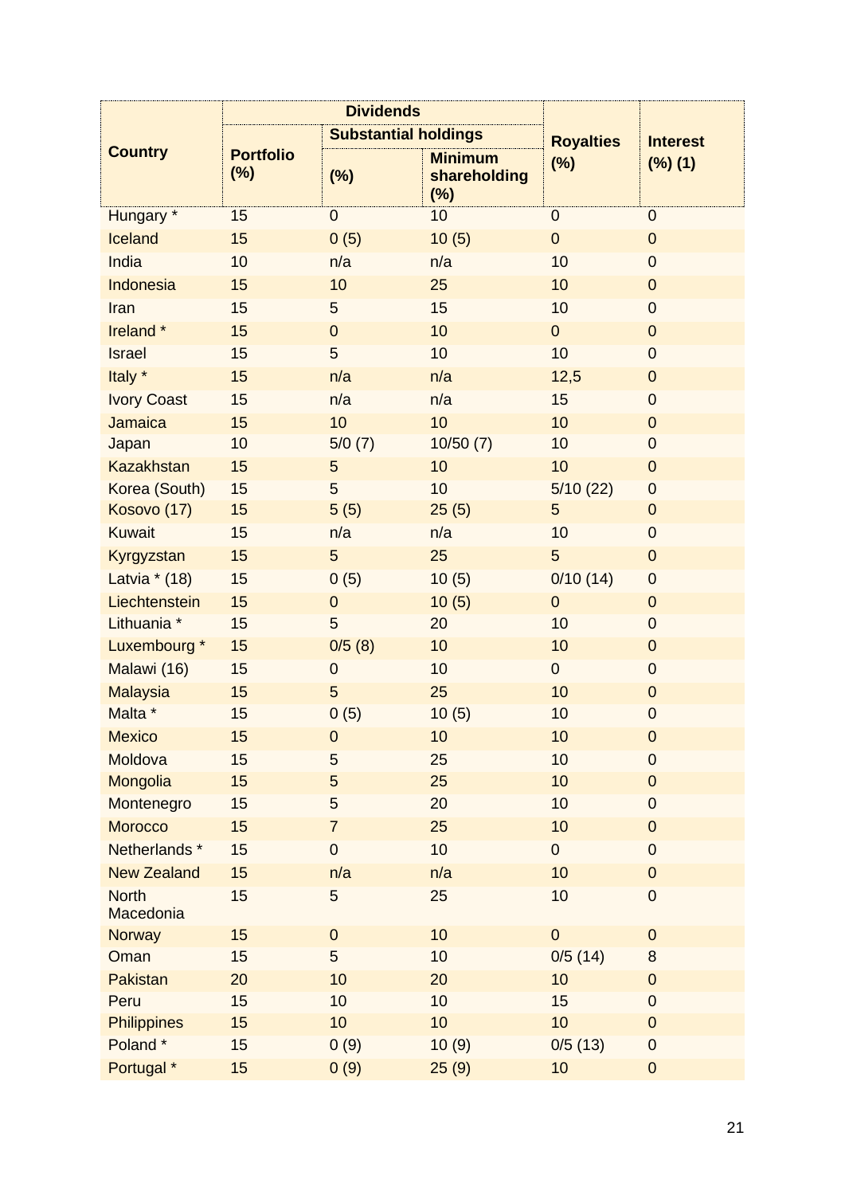| Country | Dividends | | | Royalties (%) | Interest (%) (1) |
|---|---|---|---|---|---|
| | Portfolio (%) | Substantial holdings | | | |
| | | (%) | Minimum shareholding (%) | | |
| Hungary * | 15 | 0 | 10 | 0 | 0 |
| Iceland | 15 | 0 (5) | 10 (5) | 0 | 0 |
| India | 10 | n/a | n/a | 10 | 0 |
| Indonesia | 15 | 10 | 25 | 10 | 0 |
| Iran | 15 | 5 | 15 | 10 | 0 |
| Ireland * | 15 | 0 | 10 | 0 | 0 |
| Israel | 15 | 5 | 10 | 10 | 0 |
| Italy * | 15 | n/a | n/a | 12,5 | 0 |
| Ivory Coast | 15 | n/a | n/a | 15 | 0 |
| Jamaica | 15 | 10 | 10 | 10 | 0 |
| Japan | 10 | 5/0 (7) | 10/50 (7) | 10 | 0 |
| Kazakhstan | 15 | 5 | 10 | 10 | 0 |
| Korea (South) | 15 | 5 | 10 | 5/10 (22) | 0 |
| Kosovo (17) | 15 | 5 (5) | 25 (5) | 5 | 0 |
| Kuwait | 15 | n/a | n/a | 10 | 0 |
| Kyrgyzstan | 15 | 5 | 25 | 5 | 0 |
| Latvia * (18) | 15 | 0 (5) | 10 (5) | 0/10 (14) | 0 |
| Liechtenstein | 15 | 0 | 10 (5) | 0 | 0 |
| Lithuania * | 15 | 5 | 20 | 10 | 0 |
| Luxembourg * | 15 | 0/5 (8) | 10 | 10 | 0 |
| Malawi (16) | 15 | 0 | 10 | 0 | 0 |
| Malaysia | 15 | 5 | 25 | 10 | 0 |
| Malta * | 15 | 0 (5) | 10 (5) | 10 | 0 |
| Mexico | 15 | 0 | 10 | 10 | 0 |
| Moldova | 15 | 5 | 25 | 10 | 0 |
| Mongolia | 15 | 5 | 25 | 10 | 0 |
| Montenegro | 15 | 5 | 20 | 10 | 0 |
| Morocco | 15 | 7 | 25 | 10 | 0 |
| Netherlands * | 15 | 0 | 10 | 0 | 0 |
| New Zealand | 15 | n/a | n/a | 10 | 0 |
| North Macedonia | 15 | 5 | 25 | 10 | 0 |
| Norway | 15 | 0 | 10 | 0 | 0 |
| Oman | 15 | 5 | 10 | 0/5 (14) | 8 |
| Pakistan | 20 | 10 | 20 | 10 | 0 |
| Peru | 15 | 10 | 10 | 15 | 0 |
| Philippines | 15 | 10 | 10 | 10 | 0 |
| Poland * | 15 | 0 (9) | 10 (9) | 0/5 (13) | 0 |
| Portugal * | 15 | 0 (9) | 25 (9) | 10 | 0 |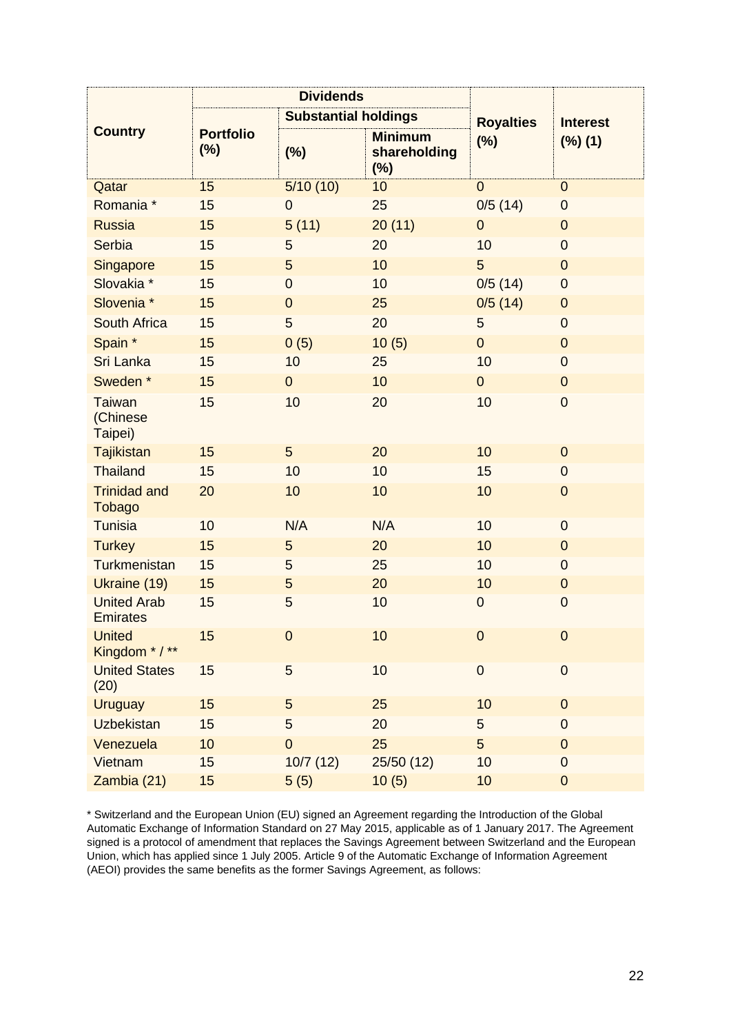| Country | Dividends | | | Royalties (%) | Interest (%) (1) |
|---|---|---|---|---|---|
| | Portfolio (%) | Substantial holdings | | | |
| | | (%) | Minimum shareholding (%) | | |
| Qatar | 15 | 5/10 (10) | 10 | 0 | 0 |
| Romania * | 15 | 0 | 25 | 0/5 (14) | 0 |
| Russia | 15 | 5 (11) | 20 (11) | 0 | 0 |
| Serbia | 15 | 5 | 20 | 10 | 0 |
| Singapore | 15 | 5 | 10 | 5 | 0 |
| Slovakia * | 15 | 0 | 10 | 0/5 (14) | 0 |
| Slovenia * | 15 | 0 | 25 | 0/5 (14) | 0 |
| South Africa | 15 | 5 | 20 | 5 | 0 |
| Spain * | 15 | 0 (5) | 10 (5) | 0 | 0 |
| Sri Lanka | 15 | 10 | 25 | 10 | 0 |
| Sweden * | 15 | 0 | 10 | 0 | 0 |
| Taiwan (Chinese Taipei) | 15 | 10 | 20 | 10 | 0 |
| Tajikistan | 15 | 5 | 20 | 10 | 0 |
| Thailand | 15 | 10 | 10 | 15 | 0 |
| Trinidad and Tobago | 20 | 10 | 10 | 10 | 0 |
| Tunisia | 10 | N/A | N/A | 10 | 0 |
| Turkey | 15 | 5 | 20 | 10 | 0 |
| Turkmenistan | 15 | 5 | 25 | 10 | 0 |
| Ukraine (19) | 15 | 5 | 20 | 10 | 0 |
| United Arab Emirates | 15 | 5 | 10 | 0 | 0 |
| United Kingdom * / ** | 15 | 0 | 10 | 0 | 0 |
| United States (20) | 15 | 5 | 10 | 0 | 0 |
| Uruguay | 15 | 5 | 25 | 10 | 0 |
| Uzbekistan | 15 | 5 | 20 | 5 | 0 |
| Venezuela | 10 | 0 | 25 | 5 | 0 |
| Vietnam | 15 | 10/7 (12) | 25/50 (12) | 10 | 0 |
| Zambia (21) | 15 | 5 (5) | 10 (5) | 10 | 0 |

* Switzerland and the European Union (EU) signed an Agreement regarding the Introduction of the Global Automatic Exchange of Information Standard on 27 May 2015, applicable as of 1 January 2017. The Agreement signed is a protocol of amendment that replaces the Savings Agreement between Switzerland and the European Union, which has applied since 1 July 2005. Article 9 of the Automatic Exchange of Information Agreement (AEOI) provides the same benefits as the former Savings Agreement, as follows: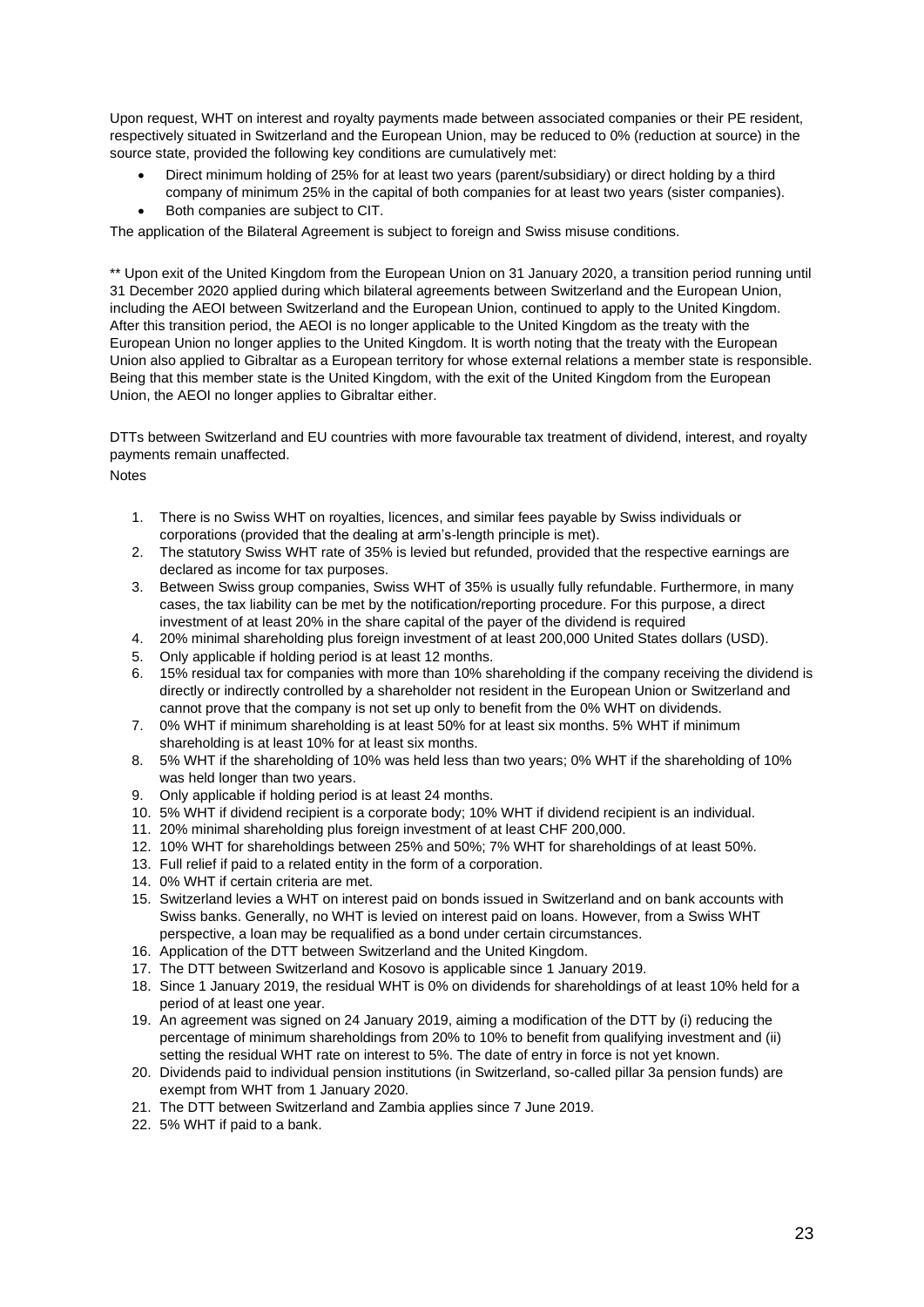Upon request, WHT on interest and royalty payments made between associated companies or their PE resident, respectively situated in Switzerland and the European Union, may be reduced to 0% (reduction at source) in the source state, provided the following key conditions are cumulatively met:

- Direct minimum holding of 25% for at least two years (parent/subsidiary) or direct holding by a third company of minimum 25% in the capital of both companies for at least two years (sister companies).
- Both companies are subject to CIT.

The application of the Bilateral Agreement is subject to foreign and Swiss misuse conditions.

** Upon exit of the United Kingdom from the European Union on 31 January 2020, a transition period running until 31 December 2020 applied during which bilateral agreements between Switzerland and the European Union, including the AEOI between Switzerland and the European Union, continued to apply to the United Kingdom. After this transition period, the AEOI is no longer applicable to the United Kingdom as the treaty with the European Union no longer applies to the United Kingdom. It is worth noting that the treaty with the European Union also applied to Gibraltar as a European territory for whose external relations a member state is responsible. Being that this member state is the United Kingdom, with the exit of the United Kingdom from the European Union, the AEOI no longer applies to Gibraltar either.

DTTs between Switzerland and EU countries with more favourable tax treatment of dividend, interest, and royalty payments remain unaffected.

Notes

1. There is no Swiss WHT on royalties, licences, and similar fees payable by Swiss individuals or corporations (provided that the dealing at arm's-length principle is met).
2. The statutory Swiss WHT rate of 35% is levied but refunded, provided that the respective earnings are declared as income for tax purposes.
3. Between Swiss group companies, Swiss WHT of 35% is usually fully refundable. Furthermore, in many cases, the tax liability can be met by the notification/reporting procedure. For this purpose, a direct investment of at least 20% in the share capital of the payer of the dividend is required
4. 20% minimal shareholding plus foreign investment of at least 200,000 United States dollars (USD).
5. Only applicable if holding period is at least 12 months.
6. 15% residual tax for companies with more than 10% shareholding if the company receiving the dividend is directly or indirectly controlled by a shareholder not resident in the European Union or Switzerland and cannot prove that the company is not set up only to benefit from the 0% WHT on dividends.
7. 0% WHT if minimum shareholding is at least 50% for at least six months. 5% WHT if minimum shareholding is at least 10% for at least six months.
8. 5% WHT if the shareholding of 10% was held less than two years; 0% WHT if the shareholding of 10% was held longer than two years.
9. Only applicable if holding period is at least 24 months.
10. 5% WHT if dividend recipient is a corporate body; 10% WHT if dividend recipient is an individual.
11. 20% minimal shareholding plus foreign investment of at least CHF 200,000.
12. 10% WHT for shareholdings between 25% and 50%; 7% WHT for shareholdings of at least 50%.
13. Full relief if paid to a related entity in the form of a corporation.
14. 0% WHT if certain criteria are met.
15. Switzerland levies a WHT on interest paid on bonds issued in Switzerland and on bank accounts with Swiss banks. Generally, no WHT is levied on interest paid on loans. However, from a Swiss WHT perspective, a loan may be requalified as a bond under certain circumstances.
16. Application of the DTT between Switzerland and the United Kingdom.
17. The DTT between Switzerland and Kosovo is applicable since 1 January 2019.
18. Since 1 January 2019, the residual WHT is 0% on dividends for shareholdings of at least 10% held for a period of at least one year.
19. An agreement was signed on 24 January 2019, aiming a modification of the DTT by (i) reducing the percentage of minimum shareholdings from 20% to 10% to benefit from qualifying investment and (ii) setting the residual WHT rate on interest to 5%. The date of entry in force is not yet known.
20. Dividends paid to individual pension institutions (in Switzerland, so-called pillar 3a pension funds) are exempt from WHT from 1 January 2020.
21. The DTT between Switzerland and Zambia applies since 7 June 2019.
22. 5% WHT if paid to a bank.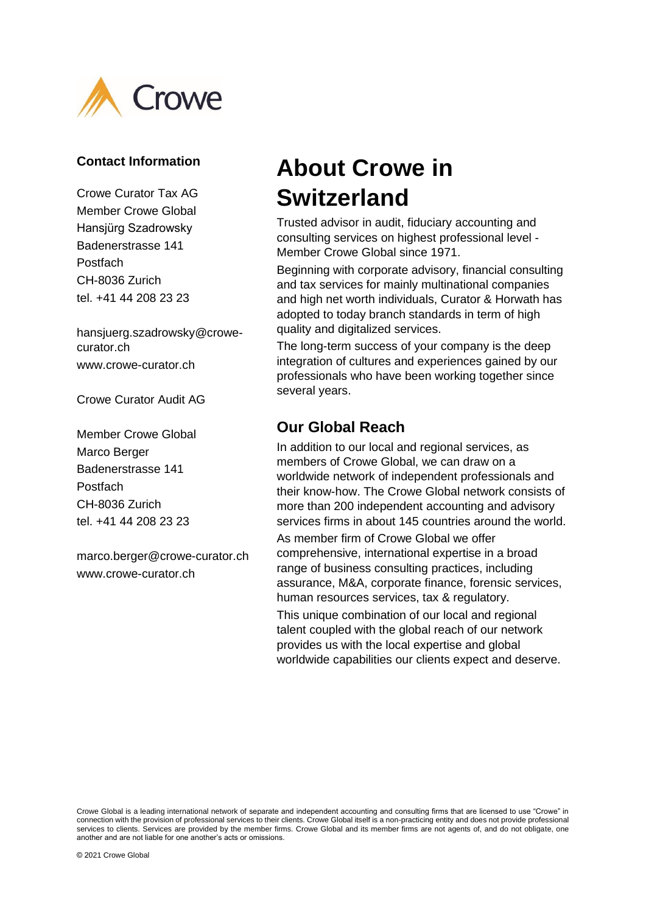Crowe

**Contact Information**

Crowe Curator Tax AG
Member Crowe Global
Hansjürg Szadrowsky
Badenerstrasse 141
Postfach
CH-8036 Zurich
tel. +41 44 208 23 23

hansjuerg.szadrowsky@crowe-curator.ch
www.crowe-curator.ch

Crowe Curator Audit AG

Member Crowe Global
Marco Berger
Badenerstrasse 141
Postfach
CH-8036 Zurich
tel. +41 44 208 23 23

marco.berger@crowe-curator.ch
www.crowe-curator.ch

# About Crowe in Switzerland

Trusted advisor in audit, fiduciary accounting and consulting services on highest professional level - Member Crowe Global since 1971.

Beginning with corporate advisory, financial consulting and tax services for mainly multinational companies and high net worth individuals, Curator & Horwath has adopted to today branch standards in term of high quality and digitalized services.

The long-term success of your company is the deep integration of cultures and experiences gained by our professionals who have been working together since several years.

## Our Global Reach

In addition to our local and regional services, as members of Crowe Global, we can draw on a worldwide network of independent professionals and their know-how. The Crowe Global network consists of more than 200 independent accounting and advisory services firms in about 145 countries around the world.

As member firm of Crowe Global we offer comprehensive, international expertise in a broad range of business consulting practices, including assurance, M&A, corporate finance, forensic services, human resources services, tax & regulatory.

This unique combination of our local and regional talent coupled with the global reach of our network provides us with the local expertise and global worldwide capabilities our clients expect and deserve.

Crowe Global is a leading international network of separate and independent accounting and consulting firms that are licensed to use "Crowe" in connection with the provision of professional services to their clients. Crowe Global itself is a non-practicing entity and does not provide professional services to clients. Services are provided by the member firms. Crowe Global and its member firms are not agents of, and do not obligate, one another and are not liable for one another's acts or omissions.

© 2021 Crowe Global